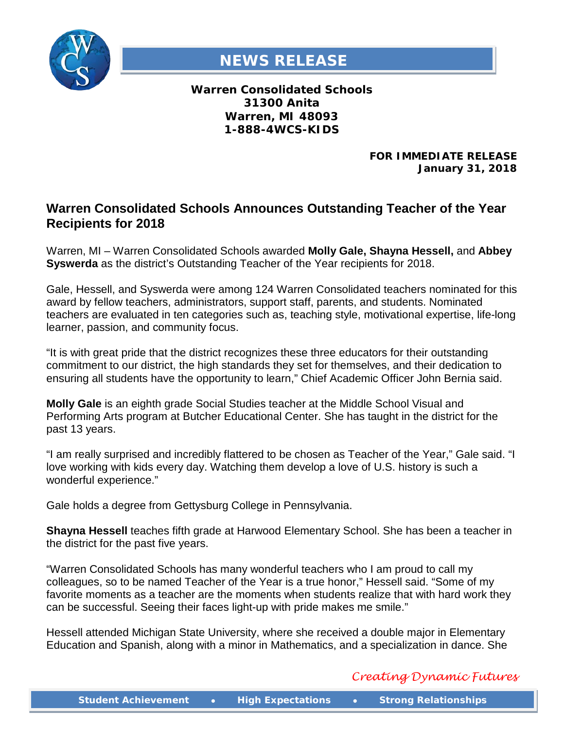# NEWS RELEASE

**Warren Consolidated Schools**
**31300 Anita**
**Warren, MI 48093**
**1-888-4WCS-KIDS**

**FOR IMMEDIATE RELEASE**
**January 31, 2018**

## Warren Consolidated Schools Announces Outstanding Teacher of the Year Recipients for 2018

Warren, MI – Warren Consolidated Schools awarded **Molly Gale, Shayna Hessell,** and **Abbey Syswerda** as the district's Outstanding Teacher of the Year recipients for 2018.

Gale, Hessell, and Syswerda were among 124 Warren Consolidated teachers nominated for this award by fellow teachers, administrators, support staff, parents, and students. Nominated teachers are evaluated in ten categories such as, teaching style, motivational expertise, life-long learner, passion, and community focus.

"It is with great pride that the district recognizes these three educators for their outstanding commitment to our district, the high standards they set for themselves, and their dedication to ensuring all students have the opportunity to learn," Chief Academic Officer John Bernia said.

**Molly Gale** is an eighth grade Social Studies teacher at the Middle School Visual and Performing Arts program at Butcher Educational Center. She has taught in the district for the past 13 years.

"I am really surprised and incredibly flattered to be chosen as Teacher of the Year," Gale said. "I love working with kids every day. Watching them develop a love of U.S. history is such a wonderful experience."

Gale holds a degree from Gettysburg College in Pennsylvania.

**Shayna Hessell** teaches fifth grade at Harwood Elementary School. She has been a teacher in the district for the past five years.

"Warren Consolidated Schools has many wonderful teachers who I am proud to call my colleagues, so to be named Teacher of the Year is a true honor," Hessell said. "Some of my favorite moments as a teacher are the moments when students realize that with hard work they can be successful. Seeing their faces light-up with pride makes me smile."

Hessell attended Michigan State University, where she received a double major in Elementary Education and Spanish, along with a minor in Mathematics, and a specialization in dance. She

*Creating Dynamic Futures*

**Student Achievement • High Expectations • Strong Relationships**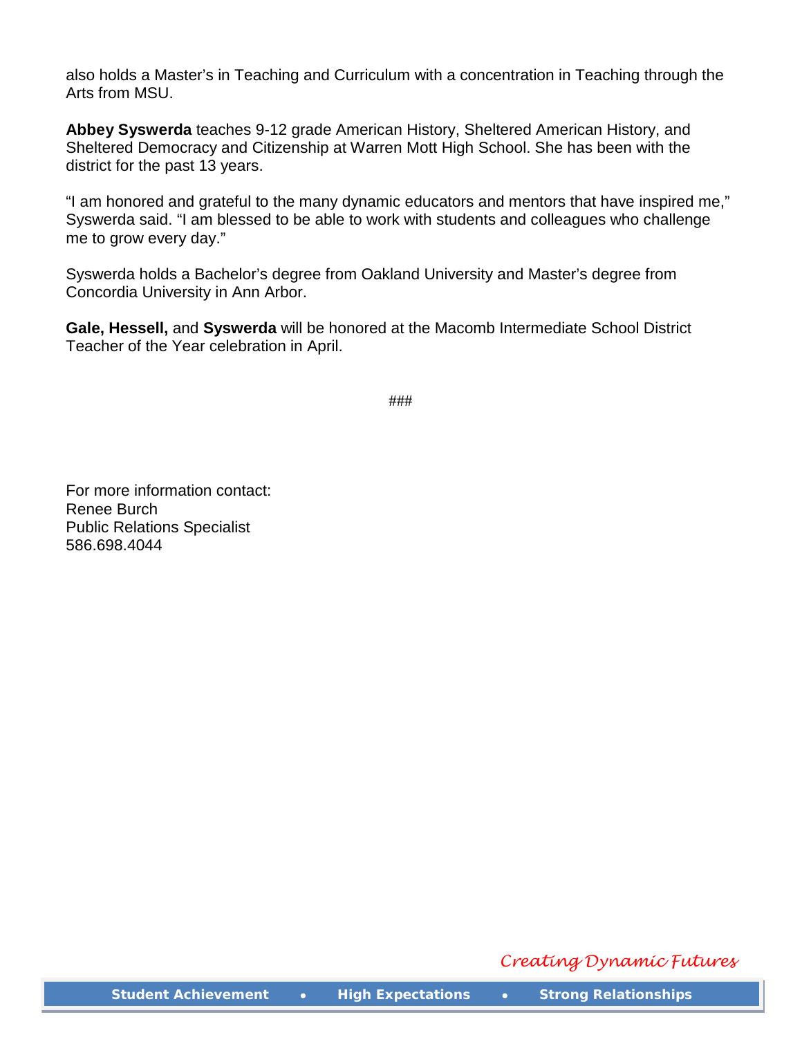also holds a Master's in Teaching and Curriculum with a concentration in Teaching through the Arts from MSU.

**Abbey Syswerda** teaches 9-12 grade American History, Sheltered American History, and Sheltered Democracy and Citizenship at Warren Mott High School. She has been with the district for the past 13 years.

"I am honored and grateful to the many dynamic educators and mentors that have inspired me," Syswerda said. "I am blessed to be able to work with students and colleagues who challenge me to grow every day."

Syswerda holds a Bachelor's degree from Oakland University and Master's degree from Concordia University in Ann Arbor.

**Gale, Hessell,** and **Syswerda** will be honored at the Macomb Intermediate School District Teacher of the Year celebration in April.

###

For more information contact:
Renee Burch
Public Relations Specialist
586.698.4044

*Creating Dynamic Futures*

**Student Achievement • High Expectations • Strong Relationships**